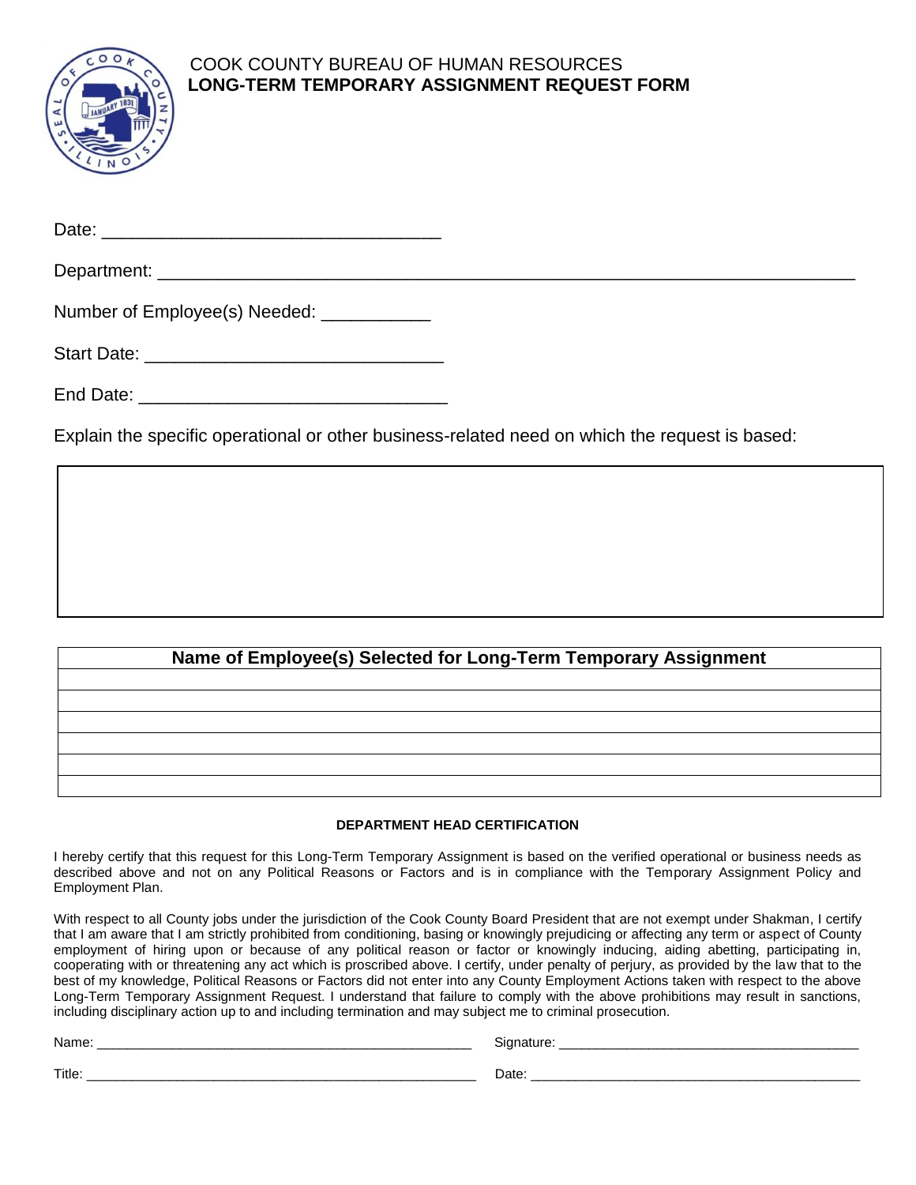COOK COUNTY BUREAU OF HUMAN RESOURCES

# LONG-TERM TEMPORARY ASSIGNMENT REQUEST FORM

Date: ________________________________

Department: ________________________________________________________________________

Number of Employee(s) Needed: ___________

Start Date: _____________________________

End Date: ______________________________

Explain the specific operational or other business-related need on which the request is based:

| |
|---|
| |

| Name of Employee(s) Selected for Long-Term Temporary Assignment |
|---|
| |
| |
| |
| |
| |
| |

**DEPARTMENT HEAD CERTIFICATION**

I hereby certify that this request for this Long-Term Temporary Assignment is based on the verified operational or business needs as described above and not on any Political Reasons or Factors and is in compliance with the Temporary Assignment Policy and Employment Plan.

With respect to all County jobs under the jurisdiction of the Cook County Board President that are not exempt under Shakman, I certify that I am aware that I am strictly prohibited from conditioning, basing or knowingly prejudicing or affecting any term or aspect of County employment of hiring upon or because of any political reason or factor or knowingly inducing, aiding abetting, participating in, cooperating with or threatening any act which is proscribed above. I certify, under penalty of perjury, as provided by the law that to the best of my knowledge, Political Reasons or Factors did not enter into any County Employment Actions taken with respect to the above Long-Term Temporary Assignment Request. I understand that failure to comply with the above prohibitions may result in sanctions, including disciplinary action up to and including termination and may subject me to criminal prosecution.

Name: ____________________________________________ Signature: ____________________________________

Title: _____________________________________________ Date: ________________________________________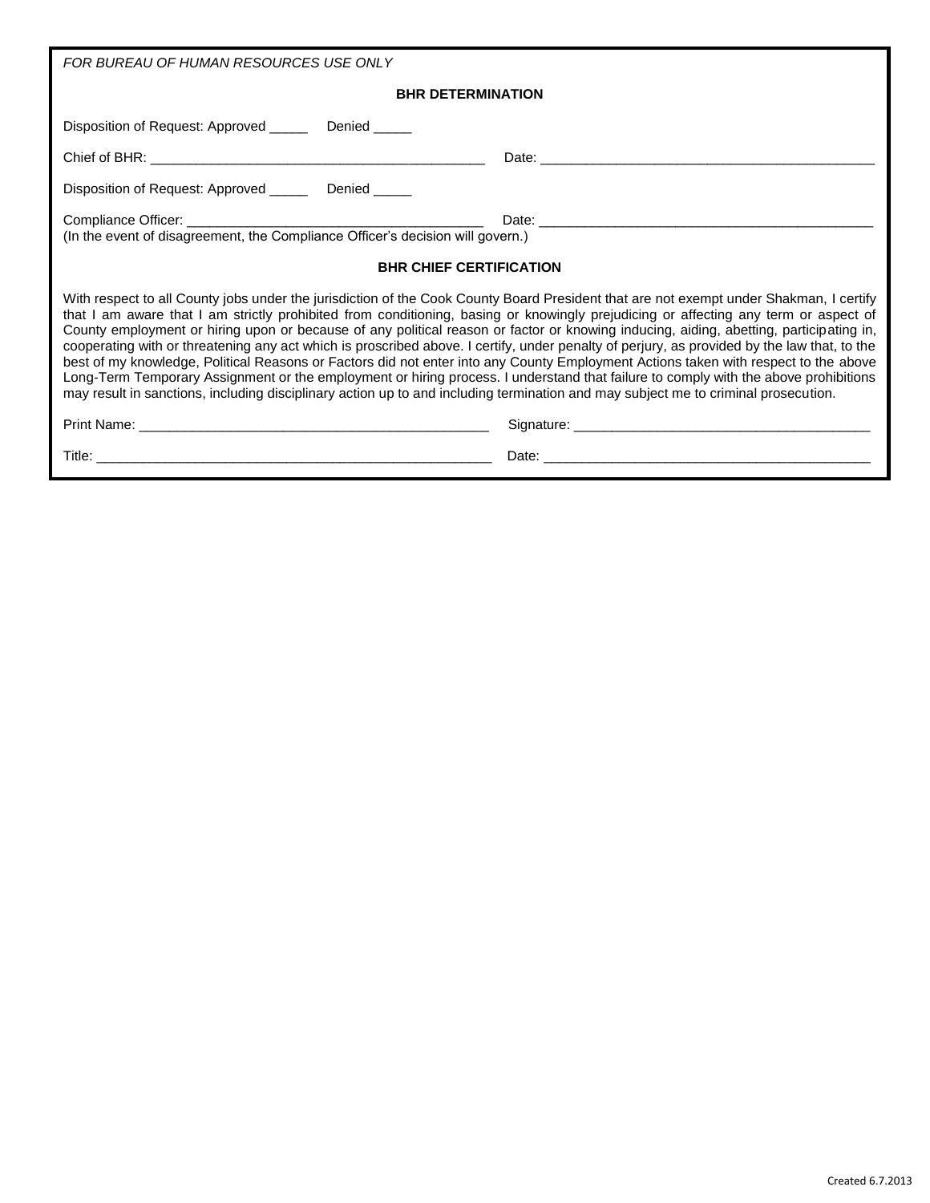*FOR BUREAU OF HUMAN RESOURCES USE ONLY*

**BHR DETERMINATION**

Disposition of Request: Approved _____ Denied _____

Chief of BHR: ___________________________________________ Date: ___________________________________________

Disposition of Request: Approved _____ Denied _____

Compliance Officer: ______________________________________ Date: ___________________________________________
(In the event of disagreement, the Compliance Officer's decision will govern.)

**BHR CHIEF CERTIFICATION**

With respect to all County jobs under the jurisdiction of the Cook County Board President that are not exempt under Shakman, I certify that I am aware that I am strictly prohibited from conditioning, basing or knowingly prejudicing or affecting any term or aspect of County employment or hiring upon or because of any political reason or factor or knowing inducing, aiding, abetting, participating in, cooperating with or threatening any act which is proscribed above. I certify, under penalty of perjury, as provided by the law that, to the best of my knowledge, Political Reasons or Factors did not enter into any County Employment Actions taken with respect to the above Long-Term Temporary Assignment or the employment or hiring process. I understand that failure to comply with the above prohibitions may result in sanctions, including disciplinary action up to and including termination and may subject me to criminal prosecution.

Print Name: _____________________________________________ Signature: ______________________________________

Title: ___________________________________________________ Date: ___________________________________________

Created 6.7.2013